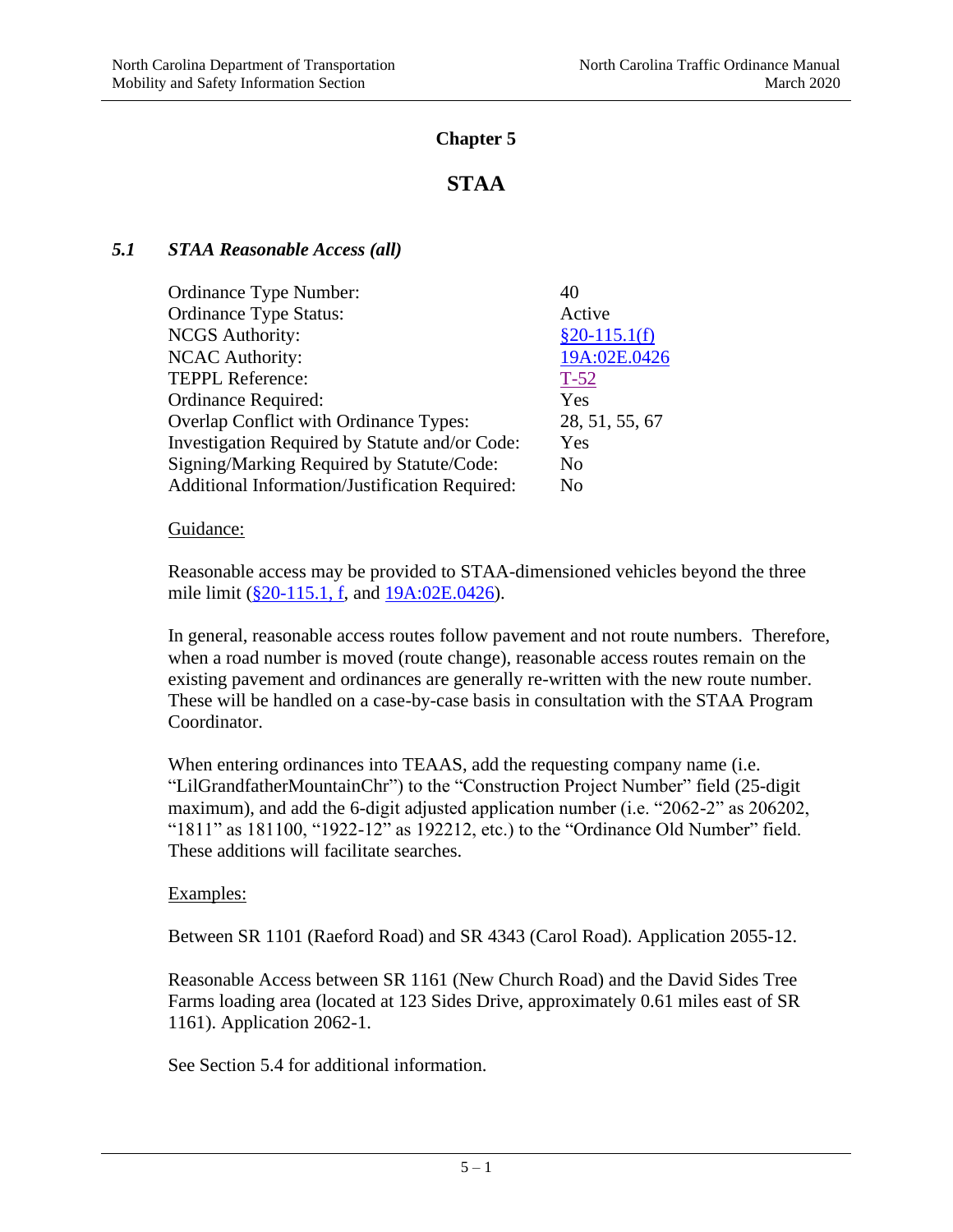# Chapter 5

# STAA

## *5.1 STAA Reasonable Access (all)*

| | |
|---|---|
| Ordinance Type Number: | 40 |
| Ordinance Type Status: | Active |
| NCGS Authority: | §20-115.1(f) |
| NCAC Authority: | 19A:02E.0426 |
| TEPPL Reference: | T-52 |
| Ordinance Required: | Yes |
| Overlap Conflict with Ordinance Types: | 28, 51, 55, 67 |
| Investigation Required by Statute and/or Code: | Yes |
| Signing/Marking Required by Statute/Code: | No |
| Additional Information/Justification Required: | No |

Guidance:

Reasonable access may be provided to STAA-dimensioned vehicles beyond the three mile limit (§20-115.1, f, and 19A:02E.0426).

In general, reasonable access routes follow pavement and not route numbers. Therefore, when a road number is moved (route change), reasonable access routes remain on the existing pavement and ordinances are generally re-written with the new route number. These will be handled on a case-by-case basis in consultation with the STAA Program Coordinator.

When entering ordinances into TEAAS, add the requesting company name (i.e. "LilGrandfatherMountainChr") to the "Construction Project Number" field (25-digit maximum), and add the 6-digit adjusted application number (i.e. "2062-2" as 206202, "1811" as 181100, "1922-12" as 192212, etc.) to the "Ordinance Old Number" field. These additions will facilitate searches.

Examples:

Between SR 1101 (Raeford Road) and SR 4343 (Carol Road). Application 2055-12.

Reasonable Access between SR 1161 (New Church Road) and the David Sides Tree Farms loading area (located at 123 Sides Drive, approximately 0.61 miles east of SR 1161). Application 2062-1.

See Section 5.4 for additional information.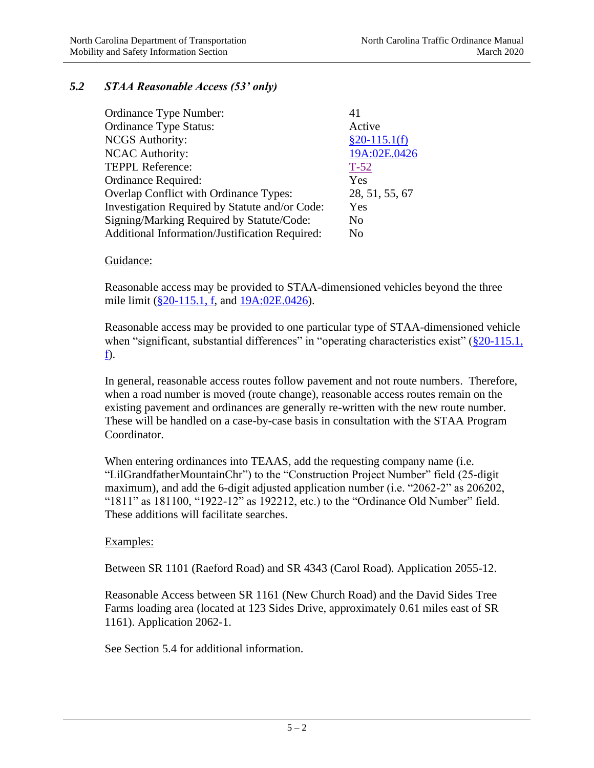## *5.2 STAA Reasonable Access (53' only)*

| | |
|---|---|
| Ordinance Type Number: | 41 |
| Ordinance Type Status: | Active |
| NCGS Authority: | §20-115.1(f) |
| NCAC Authority: | 19A:02E.0426 |
| TEPPL Reference: | T-52 |
| Ordinance Required: | Yes |
| Overlap Conflict with Ordinance Types: | 28, 51, 55, 67 |
| Investigation Required by Statute and/or Code: | Yes |
| Signing/Marking Required by Statute/Code: | No |
| Additional Information/Justification Required: | No |

Guidance:

Reasonable access may be provided to STAA-dimensioned vehicles beyond the three mile limit (§20-115.1, f, and 19A:02E.0426).

Reasonable access may be provided to one particular type of STAA-dimensioned vehicle when "significant, substantial differences" in "operating characteristics exist" (§20-115.1, f).

In general, reasonable access routes follow pavement and not route numbers. Therefore, when a road number is moved (route change), reasonable access routes remain on the existing pavement and ordinances are generally re-written with the new route number. These will be handled on a case-by-case basis in consultation with the STAA Program Coordinator.

When entering ordinances into TEAAS, add the requesting company name (i.e. "LilGrandfatherMountainChr") to the "Construction Project Number" field (25-digit maximum), and add the 6-digit adjusted application number (i.e. "2062-2" as 206202, "1811" as 181100, "1922-12" as 192212, etc.) to the "Ordinance Old Number" field. These additions will facilitate searches.

Examples:

Between SR 1101 (Raeford Road) and SR 4343 (Carol Road). Application 2055-12.

Reasonable Access between SR 1161 (New Church Road) and the David Sides Tree Farms loading area (located at 123 Sides Drive, approximately 0.61 miles east of SR 1161). Application 2062-1.

See Section 5.4 for additional information.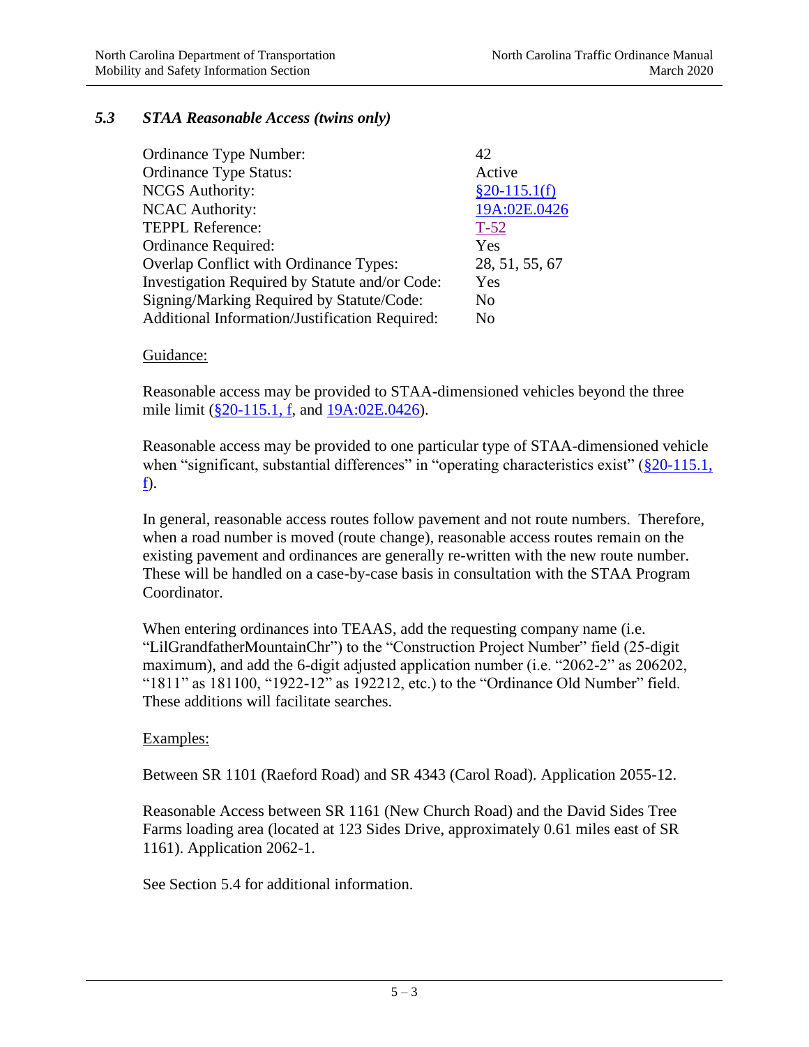### *5.3 STAA Reasonable Access (twins only)*

| | |
|---|---|
| Ordinance Type Number: | 42 |
| Ordinance Type Status: | Active |
| NCGS Authority: | §20-115.1(f) |
| NCAC Authority: | 19A:02E.0426 |
| TEPPL Reference: | T-52 |
| Ordinance Required: | Yes |
| Overlap Conflict with Ordinance Types: | 28, 51, 55, 67 |
| Investigation Required by Statute and/or Code: | Yes |
| Signing/Marking Required by Statute/Code: | No |
| Additional Information/Justification Required: | No |

Guidance:

Reasonable access may be provided to STAA-dimensioned vehicles beyond the three mile limit (§20-115.1, f, and 19A:02E.0426).

Reasonable access may be provided to one particular type of STAA-dimensioned vehicle when "significant, substantial differences" in "operating characteristics exist" (§20-115.1, f).

In general, reasonable access routes follow pavement and not route numbers. Therefore, when a road number is moved (route change), reasonable access routes remain on the existing pavement and ordinances are generally re-written with the new route number. These will be handled on a case-by-case basis in consultation with the STAA Program Coordinator.

When entering ordinances into TEAAS, add the requesting company name (i.e. "LilGrandfatherMountainChr") to the "Construction Project Number" field (25-digit maximum), and add the 6-digit adjusted application number (i.e. "2062-2" as 206202, "1811" as 181100, "1922-12" as 192212, etc.) to the "Ordinance Old Number" field. These additions will facilitate searches.

Examples:

Between SR 1101 (Raeford Road) and SR 4343 (Carol Road). Application 2055-12.

Reasonable Access between SR 1161 (New Church Road) and the David Sides Tree Farms loading area (located at 123 Sides Drive, approximately 0.61 miles east of SR 1161). Application 2062-1.

See Section 5.4 for additional information.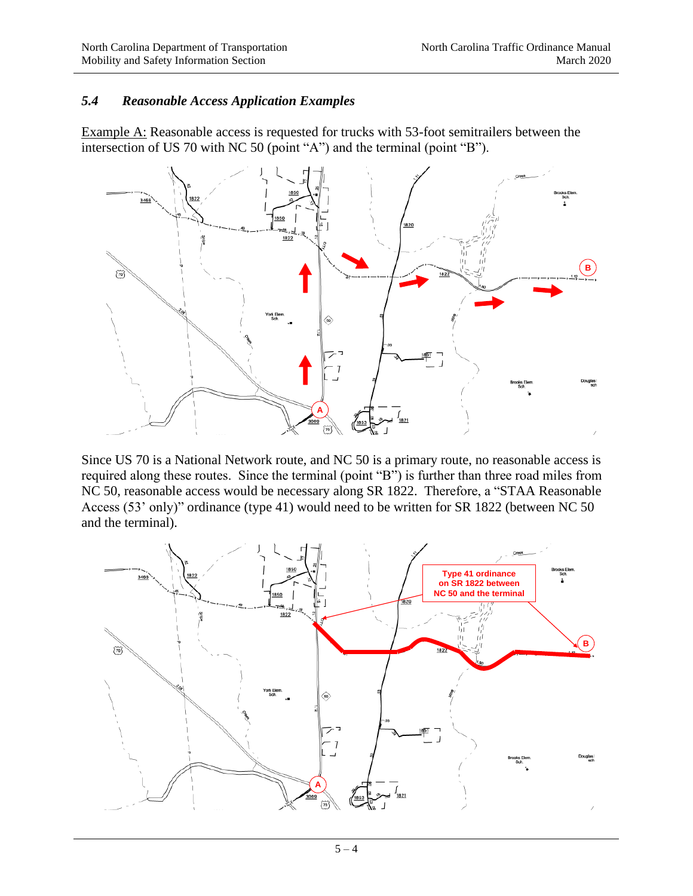### *5.4 Reasonable Access Application Examples*

Example A: Reasonable access is requested for trucks with 53-foot semitrailers between the intersection of US 70 with NC 50 (point "A") and the terminal (point "B").

Since US 70 is a National Network route, and NC 50 is a primary route, no reasonable access is required along these routes. Since the terminal (point "B") is further than three road miles from NC 50, reasonable access would be necessary along SR 1822. Therefore, a "STAA Reasonable Access (53' only)" ordinance (type 41) would need to be written for SR 1822 (between NC 50 and the terminal).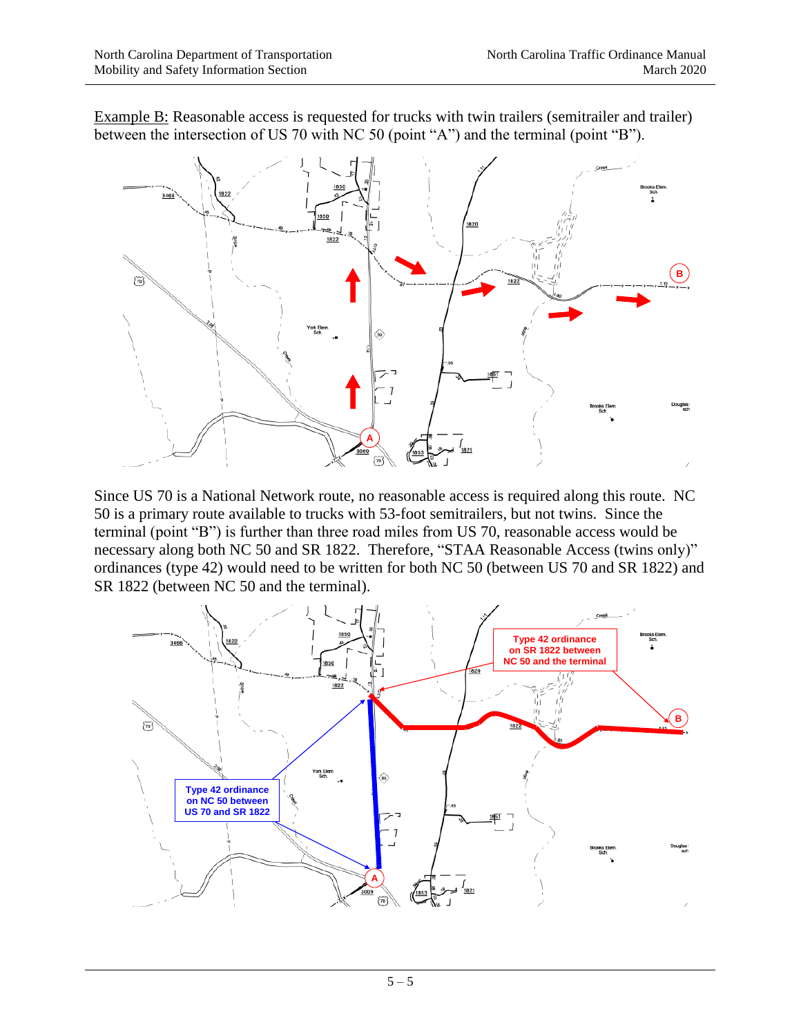<u>Example B:</u> Reasonable access is requested for trucks with twin trailers (semitrailer and trailer) between the intersection of US 70 with NC 50 (point "A") and the terminal (point "B").

Since US 70 is a National Network route, no reasonable access is required along this route. NC 50 is a primary route available to trucks with 53-foot semitrailers, but not twins. Since the terminal (point "B") is further than three road miles from US 70, reasonable access would be necessary along both NC 50 and SR 1822. Therefore, "STAA Reasonable Access (twins only)" ordinances (type 42) would need to be written for both NC 50 (between US 70 and SR 1822) and SR 1822 (between NC 50 and the terminal).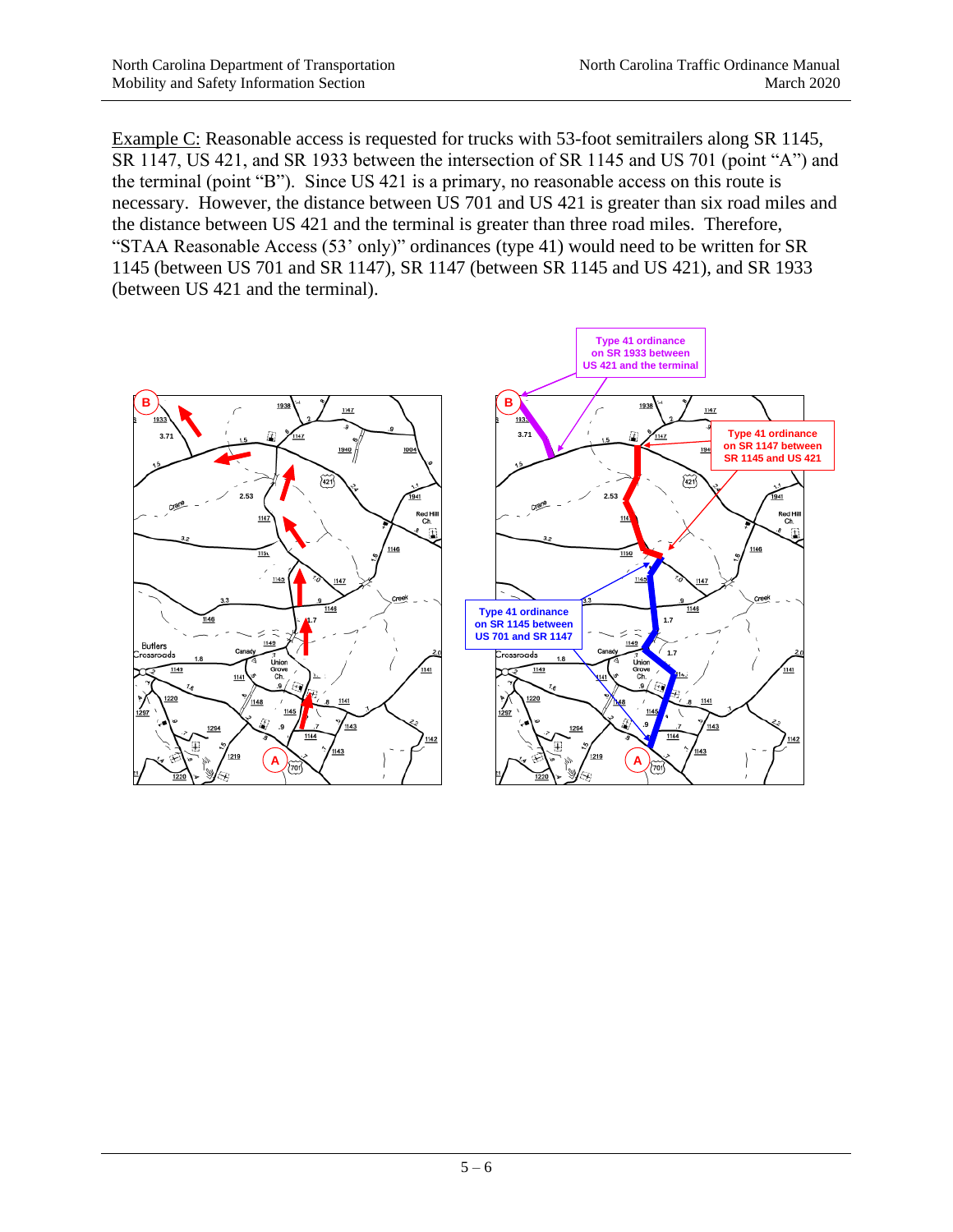Example C: Reasonable access is requested for trucks with 53-foot semitrailers along SR 1145, SR 1147, US 421, and SR 1933 between the intersection of SR 1145 and US 701 (point "A") and the terminal (point "B"). Since US 421 is a primary, no reasonable access on this route is necessary. However, the distance between US 701 and US 421 is greater than six road miles and the distance between US 421 and the terminal is greater than three road miles. Therefore, "STAA Reasonable Access (53' only)" ordinances (type 41) would need to be written for SR 1145 (between US 701 and SR 1147), SR 1147 (between SR 1145 and US 421), and SR 1933 (between US 421 and the terminal).

Type 41 ordinance on SR 1933 between US 421 and the terminal

Type 41 ordinance on SR 1147 between SR 1145 and US 421

Type 41 ordinance on SR 1145 between US 701 and SR 1147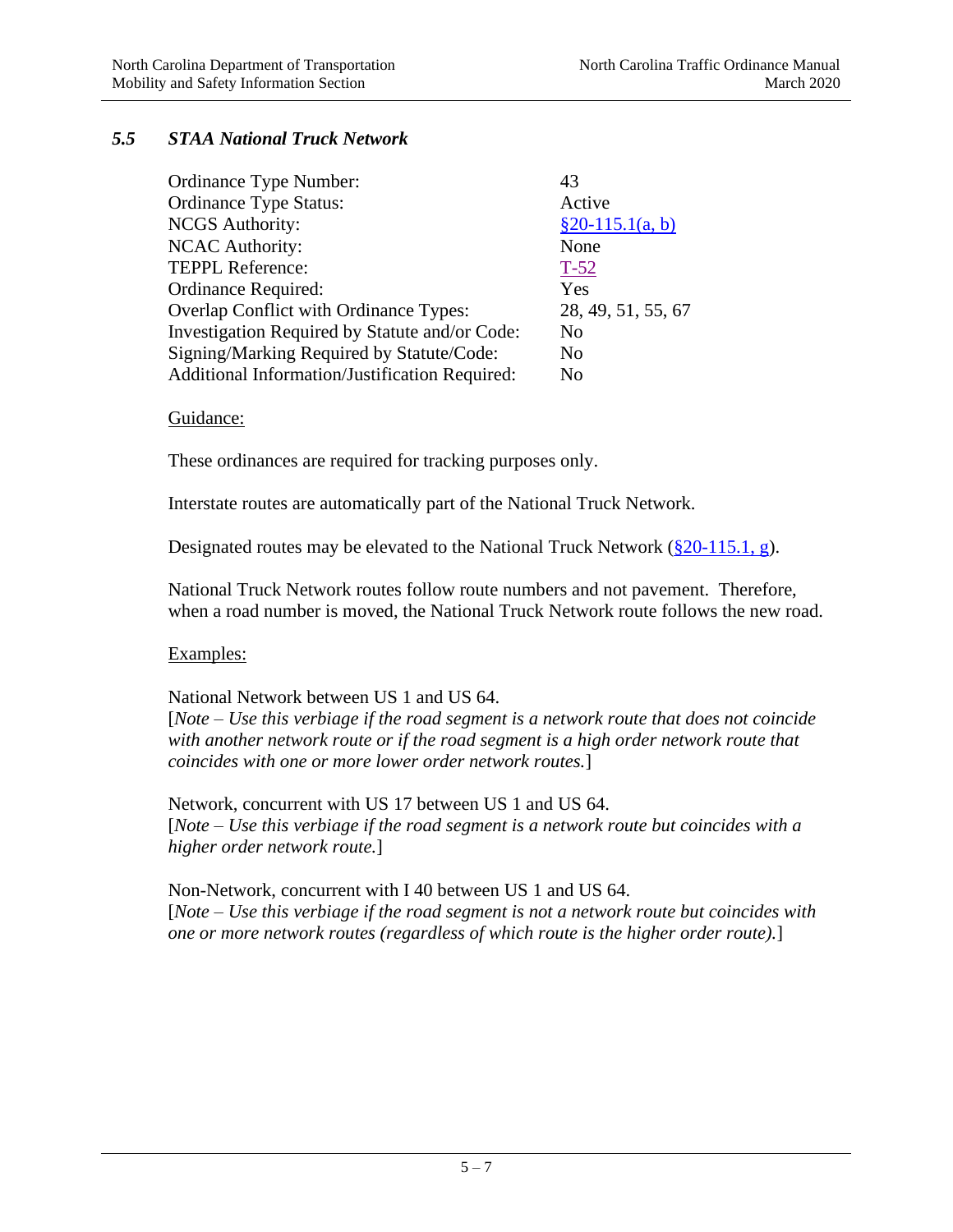### *5.5 STAA National Truck Network*

| | |
|---|---|
| Ordinance Type Number: | 43 |
| Ordinance Type Status: | Active |
| NCGS Authority: | §20-115.1(a, b) |
| NCAC Authority: | None |
| TEPPL Reference: | T-52 |
| Ordinance Required: | Yes |
| Overlap Conflict with Ordinance Types: | 28, 49, 51, 55, 67 |
| Investigation Required by Statute and/or Code: | No |
| Signing/Marking Required by Statute/Code: | No |
| Additional Information/Justification Required: | No |

Guidance:

These ordinances are required for tracking purposes only.

Interstate routes are automatically part of the National Truck Network.

Designated routes may be elevated to the National Truck Network (§20-115.1, g).

National Truck Network routes follow route numbers and not pavement. Therefore, when a road number is moved, the National Truck Network route follows the new road.

Examples:

National Network between US 1 and US 64.
[*Note – Use this verbiage if the road segment is a network route that does not coincide with another network route or if the road segment is a high order network route that coincides with one or more lower order network routes.*]

Network, concurrent with US 17 between US 1 and US 64.
[*Note – Use this verbiage if the road segment is a network route but coincides with a higher order network route.*]

Non-Network, concurrent with I 40 between US 1 and US 64.
[*Note – Use this verbiage if the road segment is not a network route but coincides with one or more network routes (regardless of which route is the higher order route).*]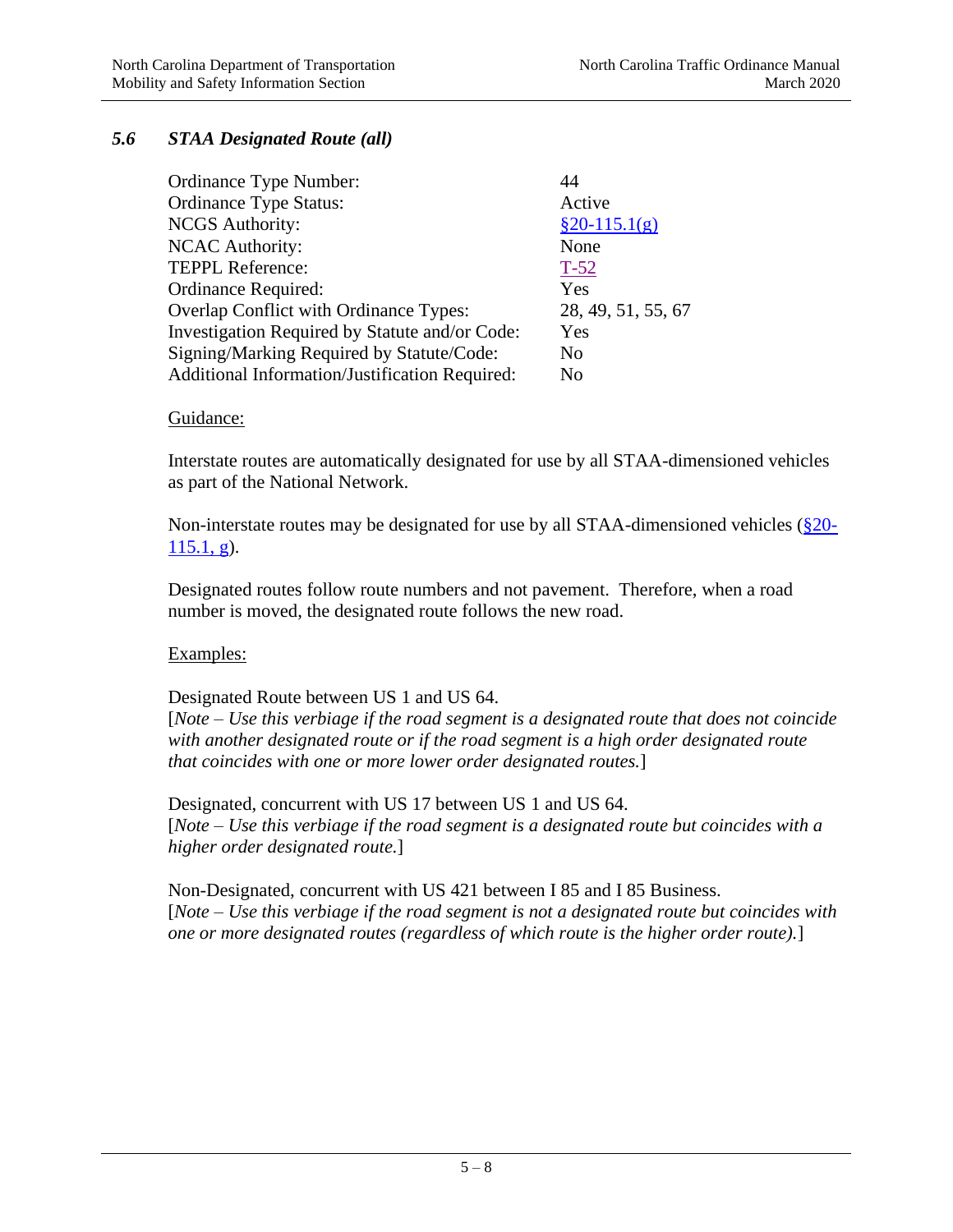## *5.6 STAA Designated Route (all)*

| | |
|---|---|
| Ordinance Type Number: | 44 |
| Ordinance Type Status: | Active |
| NCGS Authority: | §20-115.1(g) |
| NCAC Authority: | None |
| TEPPL Reference: | T-52 |
| Ordinance Required: | Yes |
| Overlap Conflict with Ordinance Types: | 28, 49, 51, 55, 67 |
| Investigation Required by Statute and/or Code: | Yes |
| Signing/Marking Required by Statute/Code: | No |
| Additional Information/Justification Required: | No |

Guidance:

Interstate routes are automatically designated for use by all STAA-dimensioned vehicles as part of the National Network.

Non-interstate routes may be designated for use by all STAA-dimensioned vehicles (§20-115.1, g).

Designated routes follow route numbers and not pavement. Therefore, when a road number is moved, the designated route follows the new road.

Examples:

Designated Route between US 1 and US 64.
[*Note – Use this verbiage if the road segment is a designated route that does not coincide with another designated route or if the road segment is a high order designated route that coincides with one or more lower order designated routes.*]

Designated, concurrent with US 17 between US 1 and US 64.
[*Note – Use this verbiage if the road segment is a designated route but coincides with a higher order designated route.*]

Non-Designated, concurrent with US 421 between I 85 and I 85 Business.
[*Note – Use this verbiage if the road segment is not a designated route but coincides with one or more designated routes (regardless of which route is the higher order route).*]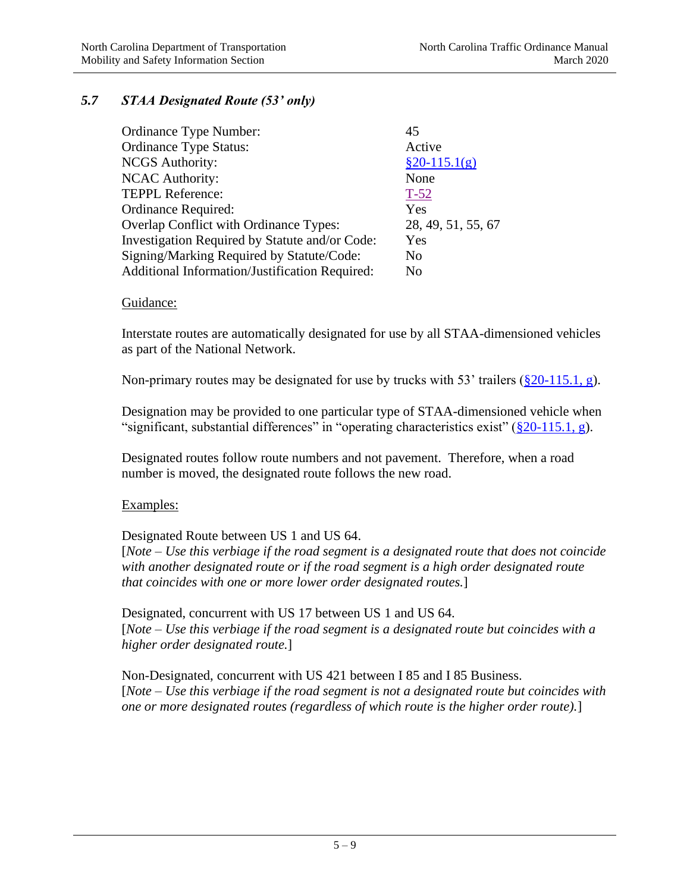### *5.7 STAA Designated Route (53' only)*

| | |
|---|---|
| Ordinance Type Number: | 45 |
| Ordinance Type Status: | Active |
| NCGS Authority: | §20-115.1(g) |
| NCAC Authority: | None |
| TEPPL Reference: | T-52 |
| Ordinance Required: | Yes |
| Overlap Conflict with Ordinance Types: | 28, 49, 51, 55, 67 |
| Investigation Required by Statute and/or Code: | Yes |
| Signing/Marking Required by Statute/Code: | No |
| Additional Information/Justification Required: | No |

Guidance:

Interstate routes are automatically designated for use by all STAA-dimensioned vehicles as part of the National Network.

Non-primary routes may be designated for use by trucks with 53' trailers (§20-115.1, g).

Designation may be provided to one particular type of STAA-dimensioned vehicle when "significant, substantial differences" in "operating characteristics exist" (§20-115.1, g).

Designated routes follow route numbers and not pavement. Therefore, when a road number is moved, the designated route follows the new road.

Examples:

Designated Route between US 1 and US 64.
[*Note – Use this verbiage if the road segment is a designated route that does not coincide with another designated route or if the road segment is a high order designated route that coincides with one or more lower order designated routes.*]

Designated, concurrent with US 17 between US 1 and US 64.
[*Note – Use this verbiage if the road segment is a designated route but coincides with a higher order designated route.*]

Non-Designated, concurrent with US 421 between I 85 and I 85 Business.
[*Note – Use this verbiage if the road segment is not a designated route but coincides with one or more designated routes (regardless of which route is the higher order route).*]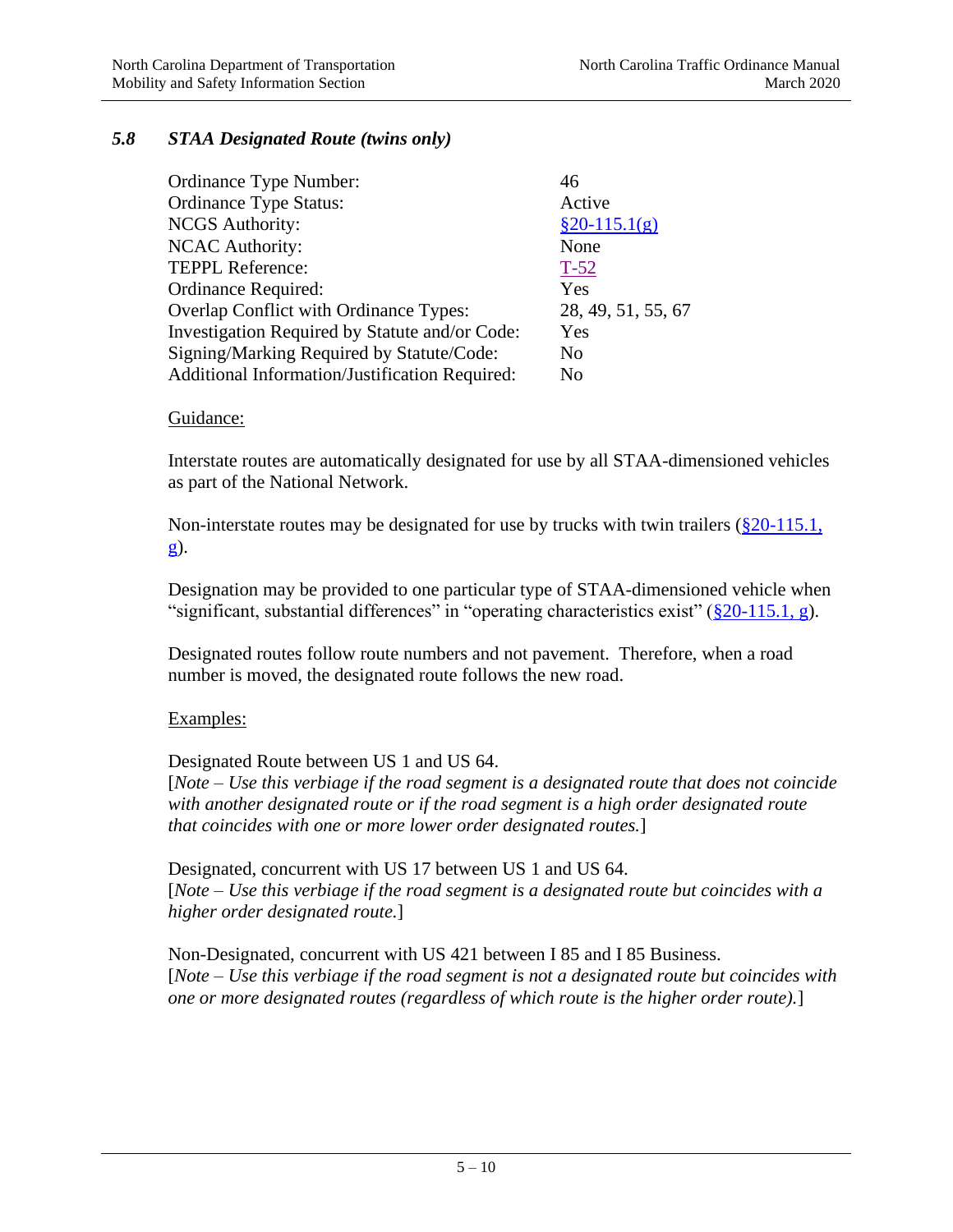## *5.8 STAA Designated Route (twins only)*

| | |
|---|---|
| Ordinance Type Number: | 46 |
| Ordinance Type Status: | Active |
| NCGS Authority: | §20-115.1(g) |
| NCAC Authority: | None |
| TEPPL Reference: | T-52 |
| Ordinance Required: | Yes |
| Overlap Conflict with Ordinance Types: | 28, 49, 51, 55, 67 |
| Investigation Required by Statute and/or Code: | Yes |
| Signing/Marking Required by Statute/Code: | No |
| Additional Information/Justification Required: | No |

Guidance:

Interstate routes are automatically designated for use by all STAA-dimensioned vehicles as part of the National Network.

Non-interstate routes may be designated for use by trucks with twin trailers (§20-115.1, g).

Designation may be provided to one particular type of STAA-dimensioned vehicle when "significant, substantial differences" in "operating characteristics exist" (§20-115.1, g).

Designated routes follow route numbers and not pavement. Therefore, when a road number is moved, the designated route follows the new road.

Examples:

Designated Route between US 1 and US 64.
[*Note – Use this verbiage if the road segment is a designated route that does not coincide with another designated route or if the road segment is a high order designated route that coincides with one or more lower order designated routes.*]

Designated, concurrent with US 17 between US 1 and US 64.
[*Note – Use this verbiage if the road segment is a designated route but coincides with a higher order designated route.*]

Non-Designated, concurrent with US 421 between I 85 and I 85 Business.
[*Note – Use this verbiage if the road segment is not a designated route but coincides with one or more designated routes (regardless of which route is the higher order route).*]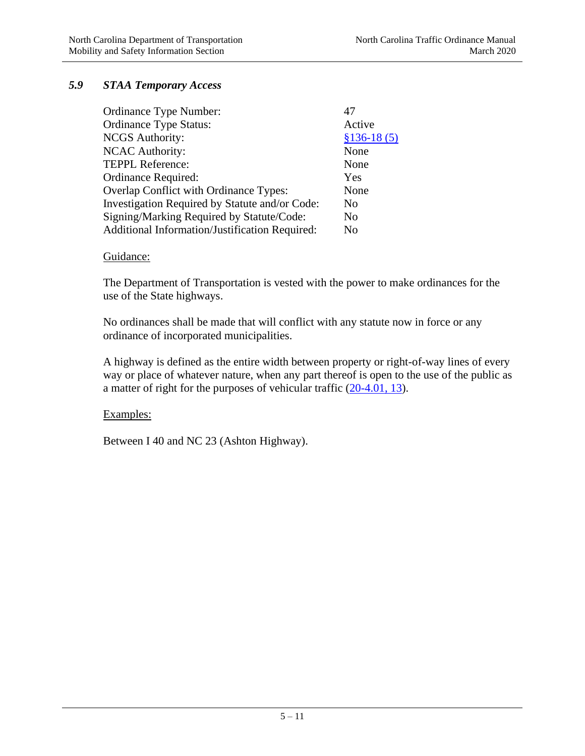## *5.9 STAA Temporary Access*

| | |
|---|---|
| Ordinance Type Number: | 47 |
| Ordinance Type Status: | Active |
| NCGS Authority: | §136-18 (5) |
| NCAC Authority: | None |
| TEPPL Reference: | None |
| Ordinance Required: | Yes |
| Overlap Conflict with Ordinance Types: | None |
| Investigation Required by Statute and/or Code: | No |
| Signing/Marking Required by Statute/Code: | No |
| Additional Information/Justification Required: | No |

Guidance:

The Department of Transportation is vested with the power to make ordinances for the use of the State highways.

No ordinances shall be made that will conflict with any statute now in force or any ordinance of incorporated municipalities.

A highway is defined as the entire width between property or right-of-way lines of every way or place of whatever nature, when any part thereof is open to the use of the public as a matter of right for the purposes of vehicular traffic (20-4.01, 13).

Examples:

Between I 40 and NC 23 (Ashton Highway).